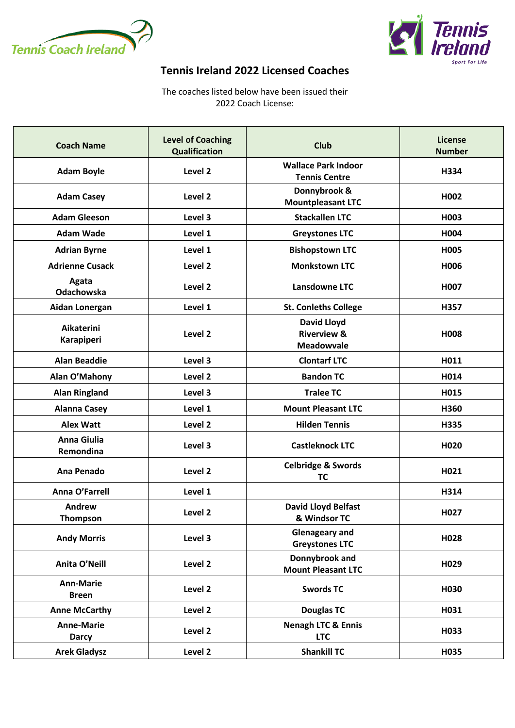# Tennis Ireland 2022 Licensed Coaches

The coaches listed below have been issued their 2022 Coach License:

| Coach Name | Level of Coaching Qualification | Club | License Number |
|---|---|---|---|
| Adam Boyle | Level 2 | Wallace Park Indoor Tennis Centre | H334 |
| Adam Casey | Level 2 | Donnybrook & Mountpleasant LTC | H002 |
| Adam Gleeson | Level 3 | Stackallen LTC | H003 |
| Adam Wade | Level 1 | Greystones LTC | H004 |
| Adrian Byrne | Level 1 | Bishopstown LTC | H005 |
| Adrienne Cusack | Level 2 | Monkstown LTC | H006 |
| Agata Odachowska | Level 2 | Lansdowne LTC | H007 |
| Aidan Lonergan | Level 1 | St. Conleths College | H357 |
| Aikaterini Karapiperi | Level 2 | David Lloyd Riverview & Meadowvale | H008 |
| Alan Beaddie | Level 3 | Clontarf LTC | H011 |
| Alan O'Mahony | Level 2 | Bandon TC | H014 |
| Alan Ringland | Level 3 | Tralee TC | H015 |
| Alanna Casey | Level 1 | Mount Pleasant LTC | H360 |
| Alex Watt | Level 2 | Hilden Tennis | H335 |
| Anna Giulia Remondina | Level 3 | Castleknock LTC | H020 |
| Ana Penado | Level 2 | Celbridge & Swords TC | H021 |
| Anna O'Farrell | Level 1 | | H314 |
| Andrew Thompson | Level 2 | David Lloyd Belfast & Windsor TC | H027 |
| Andy Morris | Level 3 | Glenageary and Greystones LTC | H028 |
| Anita O'Neill | Level 2 | Donnybrook and Mount Pleasant LTC | H029 |
| Ann-Marie Breen | Level 2 | Swords TC | H030 |
| Anne McCarthy | Level 2 | Douglas TC | H031 |
| Anne-Marie Darcy | Level 2 | Nenagh LTC & Ennis LTC | H033 |
| Arek Gladysz | Level 2 | Shankill TC | H035 |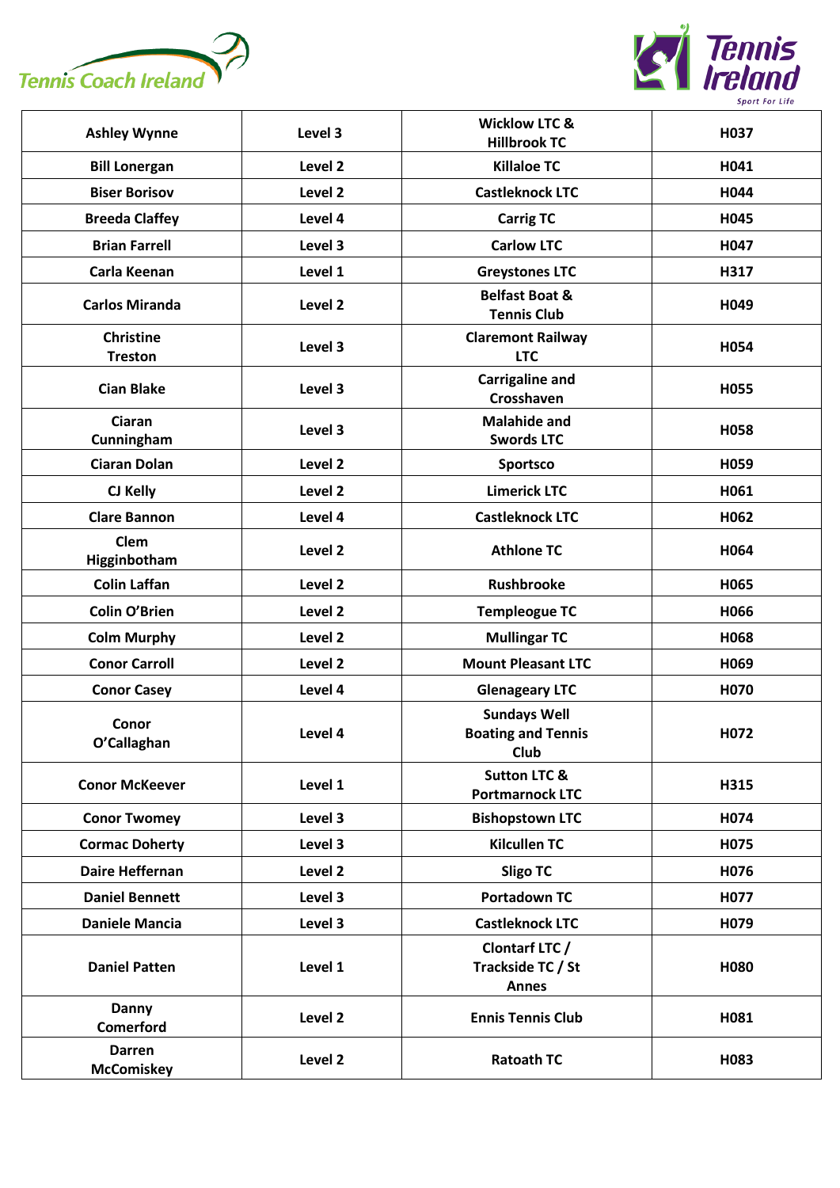| Ashley Wynne | Level 3 | Wicklow LTC & Hillbrook TC | H037 |
|---|---|---|---|
| Bill Lonergan | Level 2 | Killaloe TC | H041 |
| Biser Borisov | Level 2 | Castleknock LTC | H044 |
| Breeda Claffey | Level 4 | Carrig TC | H045 |
| Brian Farrell | Level 3 | Carlow LTC | H047 |
| Carla Keenan | Level 1 | Greystones LTC | H317 |
| Carlos Miranda | Level 2 | Belfast Boat & Tennis Club | H049 |
| Christine Treston | Level 3 | Claremont Railway LTC | H054 |
| Cian Blake | Level 3 | Carrigaline and Crosshaven | H055 |
| Ciaran Cunningham | Level 3 | Malahide and Swords LTC | H058 |
| Ciaran Dolan | Level 2 | Sportsco | H059 |
| CJ Kelly | Level 2 | Limerick LTC | H061 |
| Clare Bannon | Level 4 | Castleknock LTC | H062 |
| Clem Higginbotham | Level 2 | Athlone TC | H064 |
| Colin Laffan | Level 2 | Rushbrooke | H065 |
| Colin O'Brien | Level 2 | Templeogue TC | H066 |
| Colm Murphy | Level 2 | Mullingar TC | H068 |
| Conor Carroll | Level 2 | Mount Pleasant LTC | H069 |
| Conor Casey | Level 4 | Glenageary LTC | H070 |
| Conor O'Callaghan | Level 4 | Sundays Well Boating and Tennis Club | H072 |
| Conor McKeever | Level 1 | Sutton LTC & Portmarnock LTC | H315 |
| Conor Twomey | Level 3 | Bishopstown LTC | H074 |
| Cormac Doherty | Level 3 | Kilcullen TC | H075 |
| Daire Heffernan | Level 2 | Sligo TC | H076 |
| Daniel Bennett | Level 3 | Portadown TC | H077 |
| Daniele Mancia | Level 3 | Castleknock LTC | H079 |
| Daniel Patten | Level 1 | Clontarf LTC / Trackside TC / St Annes | H080 |
| Danny Comerford | Level 2 | Ennis Tennis Club | H081 |
| Darren McComiskey | Level 2 | Ratoath TC | H083 |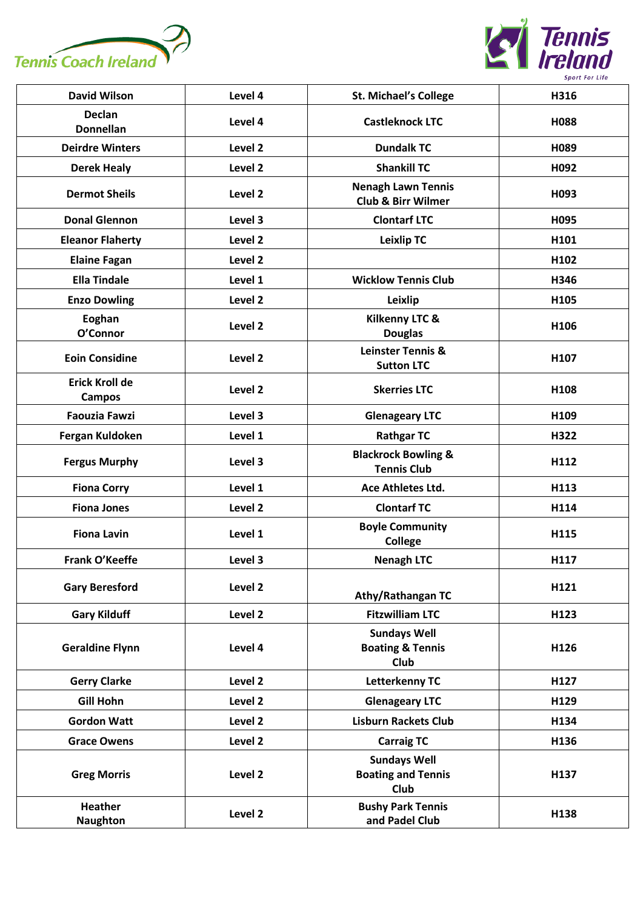| David Wilson | Level 4 | St. Michael's College | H316 |
|---|---|---|---|
| Declan Donnellan | Level 4 | Castleknock LTC | H088 |
| Deirdre Winters | Level 2 | Dundalk TC | H089 |
| Derek Healy | Level 2 | Shankill TC | H092 |
| Dermot Sheils | Level 2 | Nenagh Lawn Tennis Club & Birr Wilmer | H093 |
| Donal Glennon | Level 3 | Clontarf LTC | H095 |
| Eleanor Flaherty | Level 2 | Leixlip TC | H101 |
| Elaine Fagan | Level 2 | | H102 |
| Ella Tindale | Level 1 | Wicklow Tennis Club | H346 |
| Enzo Dowling | Level 2 | Leixlip | H105 |
| Eoghan O'Connor | Level 2 | Kilkenny LTC & Douglas | H106 |
| Eoin Considine | Level 2 | Leinster Tennis & Sutton LTC | H107 |
| Erick Kroll de Campos | Level 2 | Skerries LTC | H108 |
| Faouzia Fawzi | Level 3 | Glenageary LTC | H109 |
| Fergan Kuldoken | Level 1 | Rathgar TC | H322 |
| Fergus Murphy | Level 3 | Blackrock Bowling & Tennis Club | H112 |
| Fiona Corry | Level 1 | Ace Athletes Ltd. | H113 |
| Fiona Jones | Level 2 | Clontarf TC | H114 |
| Fiona Lavin | Level 1 | Boyle Community College | H115 |
| Frank O'Keeffe | Level 3 | Nenagh LTC | H117 |
| Gary Beresford | Level 2 | Athy/Rathangan TC | H121 |
| Gary Kilduff | Level 2 | Fitzwilliam LTC | H123 |
| Geraldine Flynn | Level 4 | Sundays Well Boating & Tennis Club | H126 |
| Gerry Clarke | Level 2 | Letterkenny TC | H127 |
| Gill Hohn | Level 2 | Glenageary LTC | H129 |
| Gordon Watt | Level 2 | Lisburn Rackets Club | H134 |
| Grace Owens | Level 2 | Carraig TC | H136 |
| Greg Morris | Level 2 | Sundays Well Boating and Tennis Club | H137 |
| Heather Naughton | Level 2 | Bushy Park Tennis and Padel Club | H138 |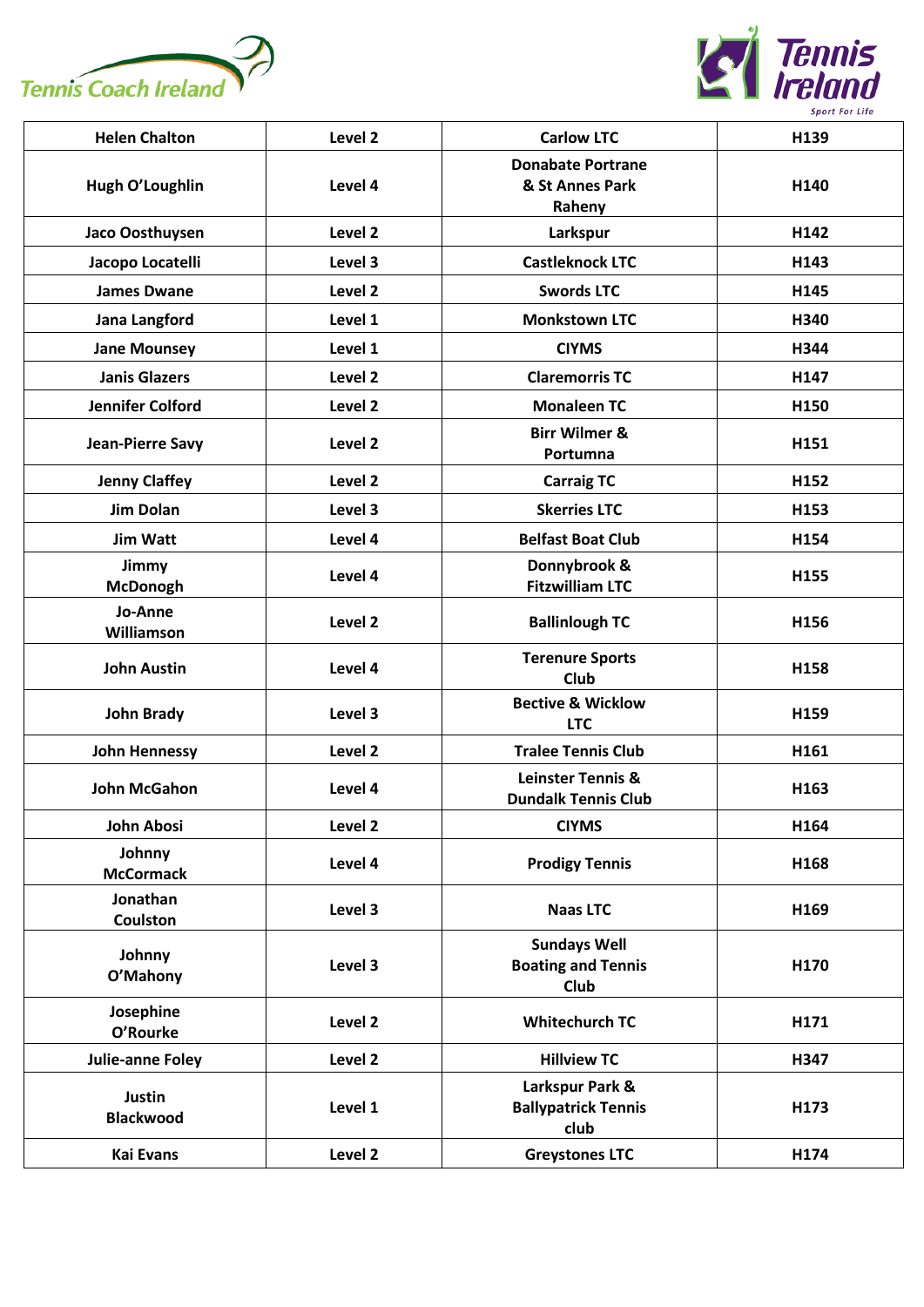| Helen Chalton | Level 2 | Carlow LTC | H139 |
|---|---|---|---|
| Hugh O'Loughlin | Level 4 | Donabate Portrane & St Annes Park Raheny | H140 |
| Jaco Oosthuysen | Level 2 | Larkspur | H142 |
| Jacopo Locatelli | Level 3 | Castleknock LTC | H143 |
| James Dwane | Level 2 | Swords LTC | H145 |
| Jana Langford | Level 1 | Monkstown LTC | H340 |
| Jane Mounsey | Level 1 | CIYMS | H344 |
| Janis Glazers | Level 2 | Claremorris TC | H147 |
| Jennifer Colford | Level 2 | Monaleen TC | H150 |
| Jean-Pierre Savy | Level 2 | Birr Wilmer & Portumna | H151 |
| Jenny Claffey | Level 2 | Carraig TC | H152 |
| Jim Dolan | Level 3 | Skerries LTC | H153 |
| Jim Watt | Level 4 | Belfast Boat Club | H154 |
| Jimmy McDonogh | Level 4 | Donnybrook & Fitzwilliam LTC | H155 |
| Jo-Anne Williamson | Level 2 | Ballinlough TC | H156 |
| John Austin | Level 4 | Terenure Sports Club | H158 |
| John Brady | Level 3 | Bective & Wicklow LTC | H159 |
| John Hennessy | Level 2 | Tralee Tennis Club | H161 |
| John McGahon | Level 4 | Leinster Tennis & Dundalk Tennis Club | H163 |
| John Abosi | Level 2 | CIYMS | H164 |
| Johnny McCormack | Level 4 | Prodigy Tennis | H168 |
| Jonathan Coulston | Level 3 | Naas LTC | H169 |
| Johnny O'Mahony | Level 3 | Sundays Well Boating and Tennis Club | H170 |
| Josephine O'Rourke | Level 2 | Whitechurch TC | H171 |
| Julie-anne Foley | Level 2 | Hillview TC | H347 |
| Justin Blackwood | Level 1 | Larkspur Park & Ballypatrick Tennis club | H173 |
| Kai Evans | Level 2 | Greystones LTC | H174 |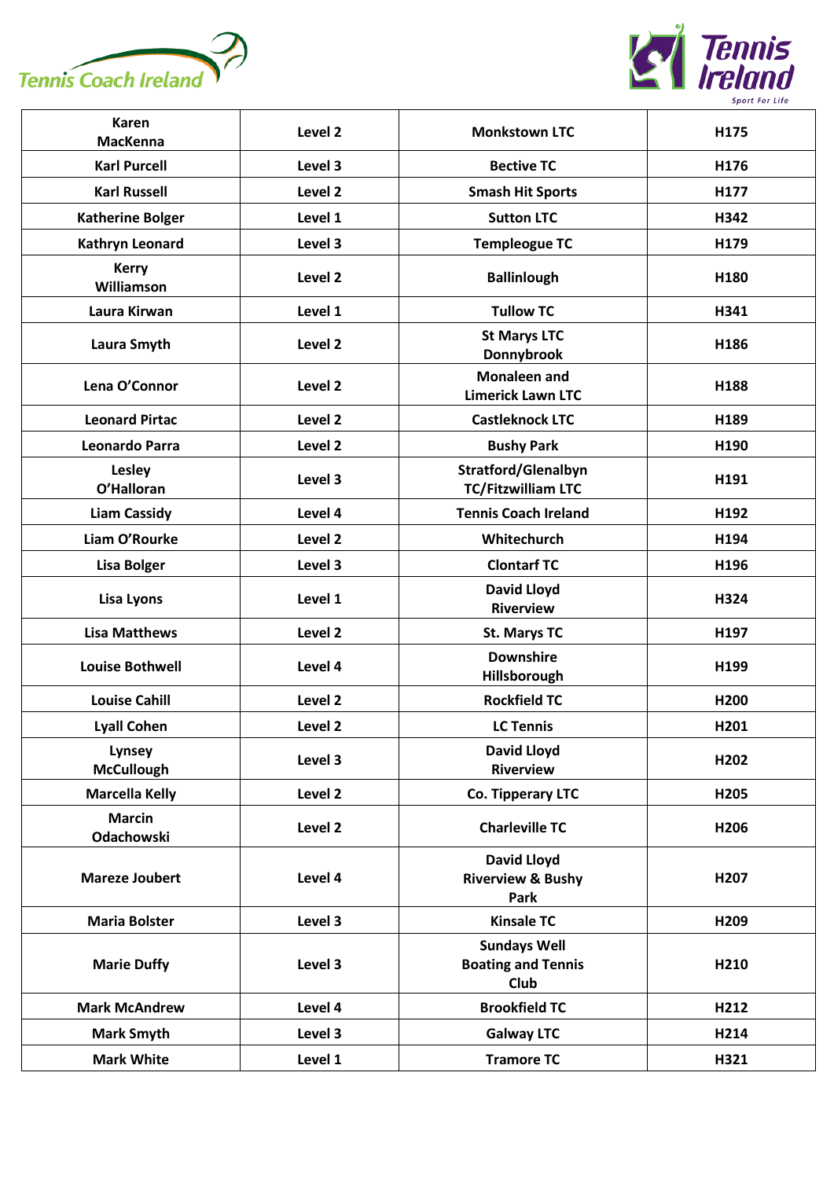| Karen MacKenna | Level 2 | Monkstown LTC | H175 |
|---|---|---|---|
| Karl Purcell | Level 3 | Bective TC | H176 |
| Karl Russell | Level 2 | Smash Hit Sports | H177 |
| Katherine Bolger | Level 1 | Sutton LTC | H342 |
| Kathryn Leonard | Level 3 | Templeogue TC | H179 |
| Kerry Williamson | Level 2 | Ballinlough | H180 |
| Laura Kirwan | Level 1 | Tullow TC | H341 |
| Laura Smyth | Level 2 | St Marys LTC Donnybrook | H186 |
| Lena O'Connor | Level 2 | Monaleen and Limerick Lawn LTC | H188 |
| Leonard Pirtac | Level 2 | Castleknock LTC | H189 |
| Leonardo Parra | Level 2 | Bushy Park | H190 |
| Lesley O'Halloran | Level 3 | Stratford/Glenalbyn TC/Fitzwilliam LTC | H191 |
| Liam Cassidy | Level 4 | Tennis Coach Ireland | H192 |
| Liam O'Rourke | Level 2 | Whitechurch | H194 |
| Lisa Bolger | Level 3 | Clontarf TC | H196 |
| Lisa Lyons | Level 1 | David Lloyd Riverview | H324 |
| Lisa Matthews | Level 2 | St. Marys TC | H197 |
| Louise Bothwell | Level 4 | Downshire Hillsborough | H199 |
| Louise Cahill | Level 2 | Rockfield TC | H200 |
| Lyall Cohen | Level 2 | LC Tennis | H201 |
| Lynsey McCullough | Level 3 | David Lloyd Riverview | H202 |
| Marcella Kelly | Level 2 | Co. Tipperary LTC | H205 |
| Marcin Odachowski | Level 2 | Charleville TC | H206 |
| Mareze Joubert | Level 4 | David Lloyd Riverview & Bushy Park | H207 |
| Maria Bolster | Level 3 | Kinsale TC | H209 |
| Marie Duffy | Level 3 | Sundays Well Boating and Tennis Club | H210 |
| Mark McAndrew | Level 4 | Brookfield TC | H212 |
| Mark Smyth | Level 3 | Galway LTC | H214 |
| Mark White | Level 1 | Tramore TC | H321 |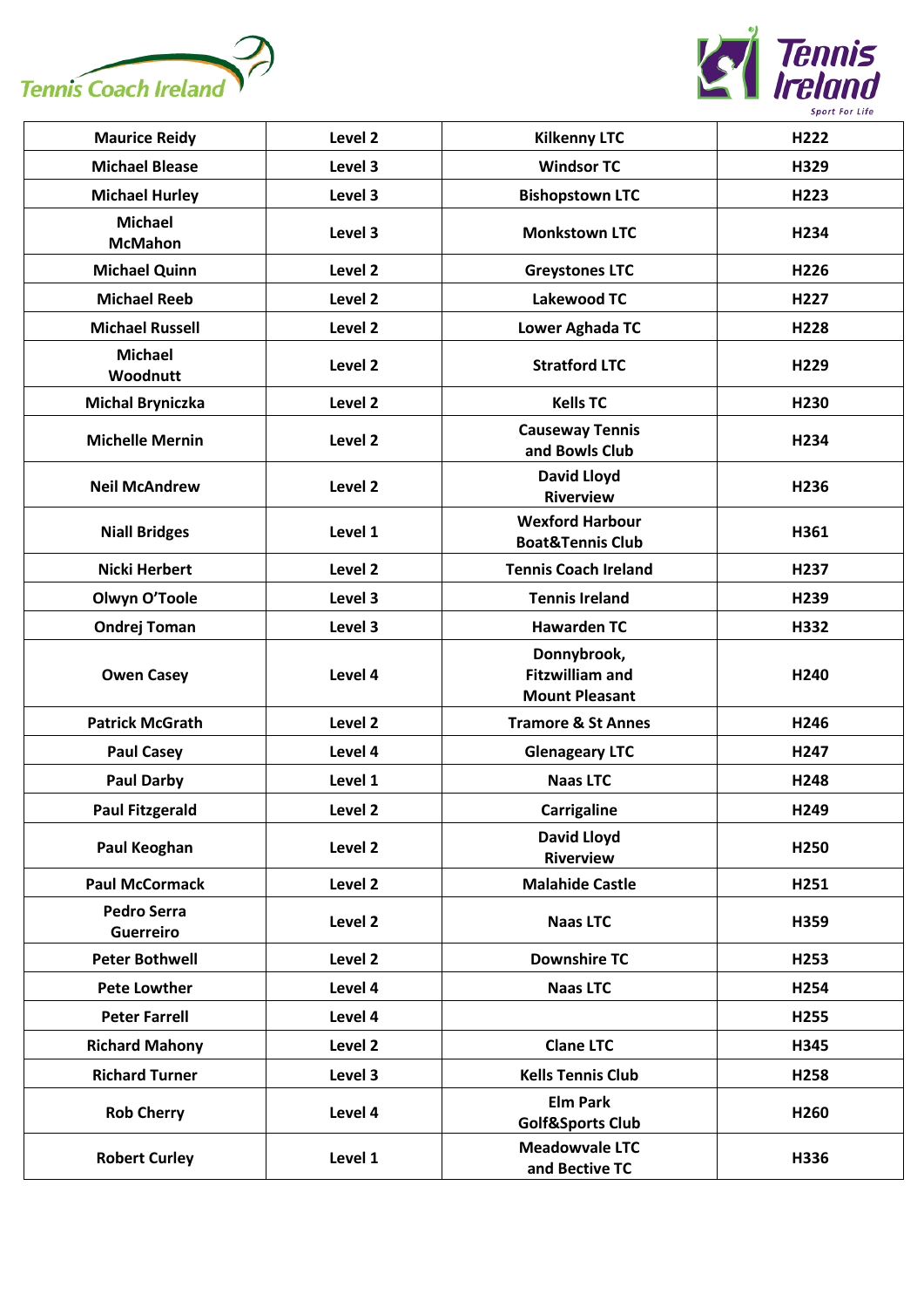| Maurice Reidy | Level 2 | Kilkenny LTC | H222 |
|---|---|---|---|
| Michael Blease | Level 3 | Windsor TC | H329 |
| Michael Hurley | Level 3 | Bishopstown LTC | H223 |
| Michael McMahon | Level 3 | Monkstown LTC | H234 |
| Michael Quinn | Level 2 | Greystones LTC | H226 |
| Michael Reeb | Level 2 | Lakewood TC | H227 |
| Michael Russell | Level 2 | Lower Aghada TC | H228 |
| Michael Woodnutt | Level 2 | Stratford LTC | H229 |
| Michal Bryniczka | Level 2 | Kells TC | H230 |
| Michelle Mernin | Level 2 | Causeway Tennis and Bowls Club | H234 |
| Neil McAndrew | Level 2 | David Lloyd Riverview | H236 |
| Niall Bridges | Level 1 | Wexford Harbour Boat&Tennis Club | H361 |
| Nicki Herbert | Level 2 | Tennis Coach Ireland | H237 |
| Olwyn O'Toole | Level 3 | Tennis Ireland | H239 |
| Ondrej Toman | Level 3 | Hawarden TC | H332 |
| Owen Casey | Level 4 | Donnybrook, Fitzwilliam and Mount Pleasant | H240 |
| Patrick McGrath | Level 2 | Tramore & St Annes | H246 |
| Paul Casey | Level 4 | Glenageary LTC | H247 |
| Paul Darby | Level 1 | Naas LTC | H248 |
| Paul Fitzgerald | Level 2 | Carrigaline | H249 |
| Paul Keoghan | Level 2 | David Lloyd Riverview | H250 |
| Paul McCormack | Level 2 | Malahide Castle | H251 |
| Pedro Serra Guerreiro | Level 2 | Naas LTC | H359 |
| Peter Bothwell | Level 2 | Downshire TC | H253 |
| Pete Lowther | Level 4 | Naas LTC | H254 |
| Peter Farrell | Level 4 | | H255 |
| Richard Mahony | Level 2 | Clane LTC | H345 |
| Richard Turner | Level 3 | Kells Tennis Club | H258 |
| Rob Cherry | Level 4 | Elm Park Golf&Sports Club | H260 |
| Robert Curley | Level 1 | Meadowvale LTC and Bective TC | H336 |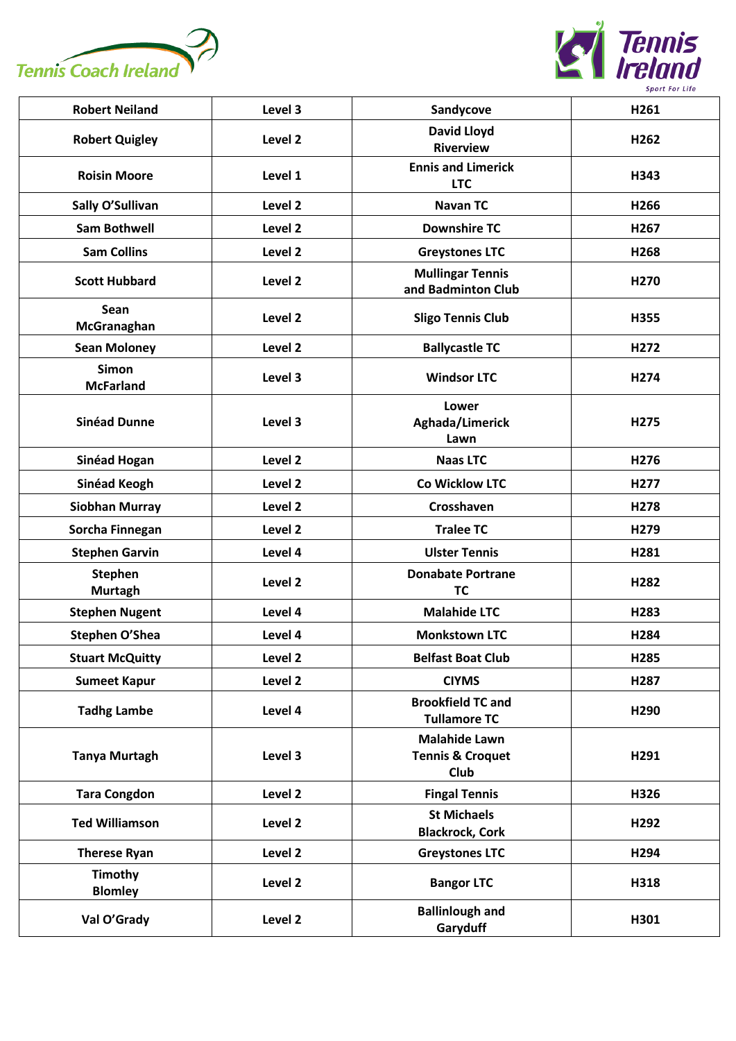| Robert Neiland | Level 3 | Sandycove | H261 |
|---|---|---|---|
| Robert Quigley | Level 2 | David Lloyd Riverview | H262 |
| Roisin Moore | Level 1 | Ennis and Limerick LTC | H343 |
| Sally O'Sullivan | Level 2 | Navan TC | H266 |
| Sam Bothwell | Level 2 | Downshire TC | H267 |
| Sam Collins | Level 2 | Greystones LTC | H268 |
| Scott Hubbard | Level 2 | Mullingar Tennis and Badminton Club | H270 |
| Sean McGranaghan | Level 2 | Sligo Tennis Club | H355 |
| Sean Moloney | Level 2 | Ballycastle TC | H272 |
| Simon McFarland | Level 3 | Windsor LTC | H274 |
| Sinéad Dunne | Level 3 | Lower Aghada/Limerick Lawn | H275 |
| Sinéad Hogan | Level 2 | Naas LTC | H276 |
| Sinéad Keogh | Level 2 | Co Wicklow LTC | H277 |
| Siobhan Murray | Level 2 | Crosshaven | H278 |
| Sorcha Finnegan | Level 2 | Tralee TC | H279 |
| Stephen Garvin | Level 4 | Ulster Tennis | H281 |
| Stephen Murtagh | Level 2 | Donabate Portrane TC | H282 |
| Stephen Nugent | Level 4 | Malahide LTC | H283 |
| Stephen O'Shea | Level 4 | Monkstown LTC | H284 |
| Stuart McQuitty | Level 2 | Belfast Boat Club | H285 |
| Sumeet Kapur | Level 2 | CIYMS | H287 |
| Tadhg Lambe | Level 4 | Brookfield TC and Tullamore TC | H290 |
| Tanya Murtagh | Level 3 | Malahide Lawn Tennis & Croquet Club | H291 |
| Tara Congdon | Level 2 | Fingal Tennis | H326 |
| Ted Williamson | Level 2 | St Michaels Blackrock, Cork | H292 |
| Therese Ryan | Level 2 | Greystones LTC | H294 |
| Timothy Blomley | Level 2 | Bangor LTC | H318 |
| Val O'Grady | Level 2 | Ballinlough and Garyduff | H301 |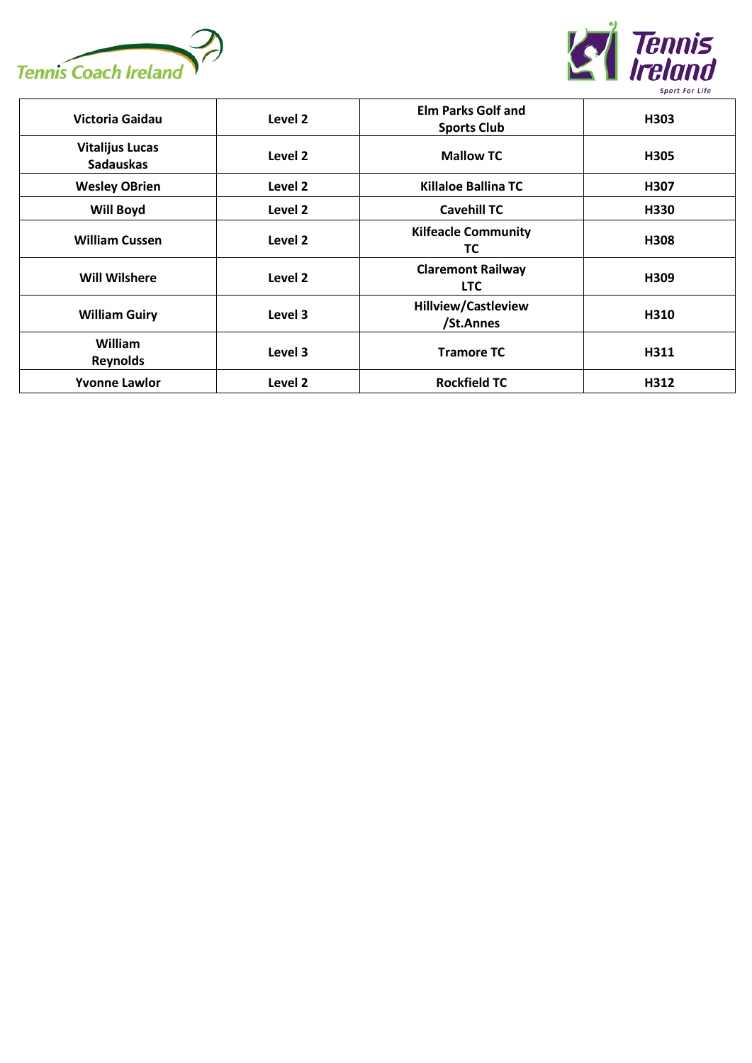| | | | |
|---|---|---|---|
| Victoria Gaidau | Level 2 | Elm Parks Golf and Sports Club | H303 |
| Vitalijus Lucas Sadauskas | Level 2 | Mallow TC | H305 |
| Wesley OBrien | Level 2 | Killaloe Ballina TC | H307 |
| Will Boyd | Level 2 | Cavehill TC | H330 |
| William Cussen | Level 2 | Kilfeacle Community TC | H308 |
| Will Wilshere | Level 2 | Claremont Railway LTC | H309 |
| William Guiry | Level 3 | Hillview/Castleview /St.Annes | H310 |
| William Reynolds | Level 3 | Tramore TC | H311 |
| Yvonne Lawlor | Level 2 | Rockfield TC | H312 |